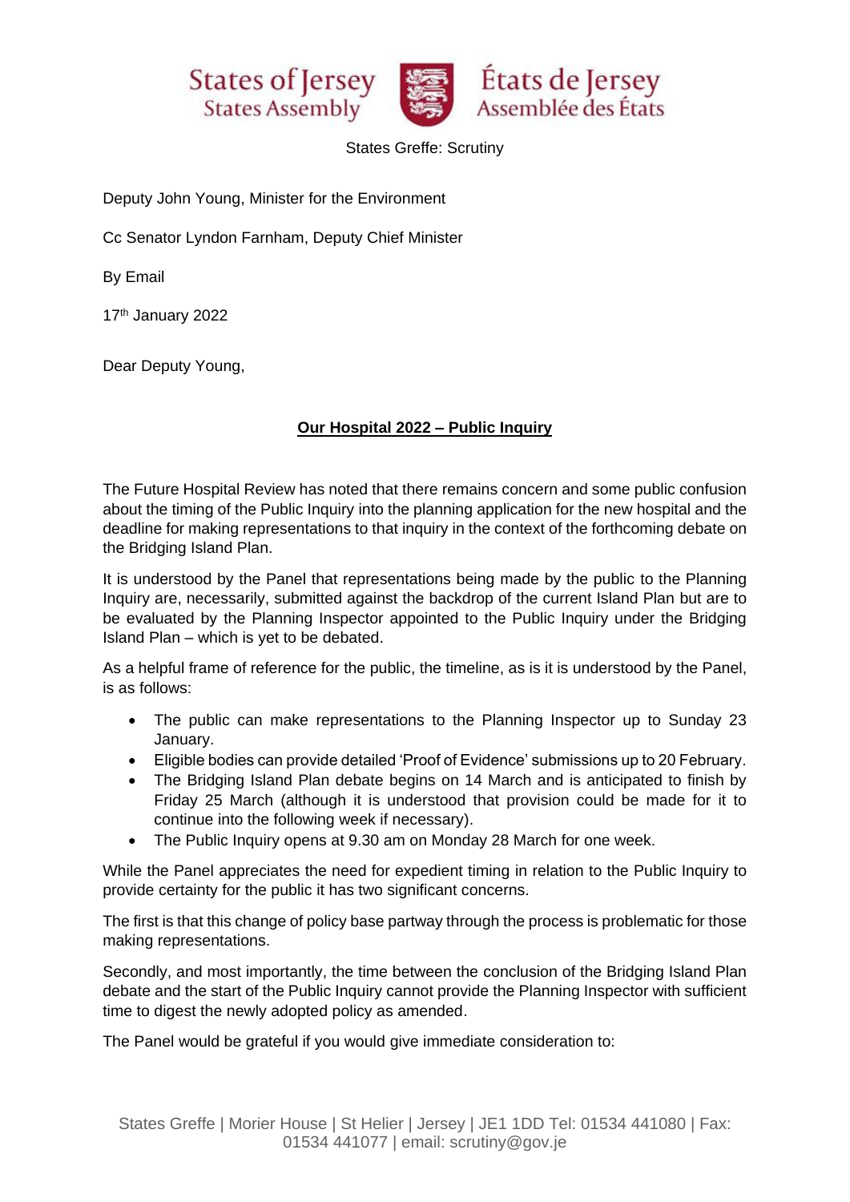States of Jersey
States Assembly

États de Jersey
Assemblée des États

States Greffe: Scrutiny

Deputy John Young, Minister for the Environment

Cc Senator Lyndon Farnham, Deputy Chief Minister

By Email

17th January 2022

Dear Deputy Young,

**Our Hospital 2022 – Public Inquiry**

The Future Hospital Review has noted that there remains concern and some public confusion about the timing of the Public Inquiry into the planning application for the new hospital and the deadline for making representations to that inquiry in the context of the forthcoming debate on the Bridging Island Plan.

It is understood by the Panel that representations being made by the public to the Planning Inquiry are, necessarily, submitted against the backdrop of the current Island Plan but are to be evaluated by the Planning Inspector appointed to the Public Inquiry under the Bridging Island Plan – which is yet to be debated.

As a helpful frame of reference for the public, the timeline, as is it is understood by the Panel, is as follows:

- The public can make representations to the Planning Inspector up to Sunday 23 January.
- Eligible bodies can provide detailed 'Proof of Evidence' submissions up to 20 February.
- The Bridging Island Plan debate begins on 14 March and is anticipated to finish by Friday 25 March (although it is understood that provision could be made for it to continue into the following week if necessary).
- The Public Inquiry opens at 9.30 am on Monday 28 March for one week.

While the Panel appreciates the need for expedient timing in relation to the Public Inquiry to provide certainty for the public it has two significant concerns.

The first is that this change of policy base partway through the process is problematic for those making representations.

Secondly, and most importantly, the time between the conclusion of the Bridging Island Plan debate and the start of the Public Inquiry cannot provide the Planning Inspector with sufficient time to digest the newly adopted policy as amended.

The Panel would be grateful if you would give immediate consideration to:

States Greffe | Morier House | St Helier | Jersey | JE1 1DD Tel: 01534 441080 | Fax: 01534 441077 | email: scrutiny@gov.je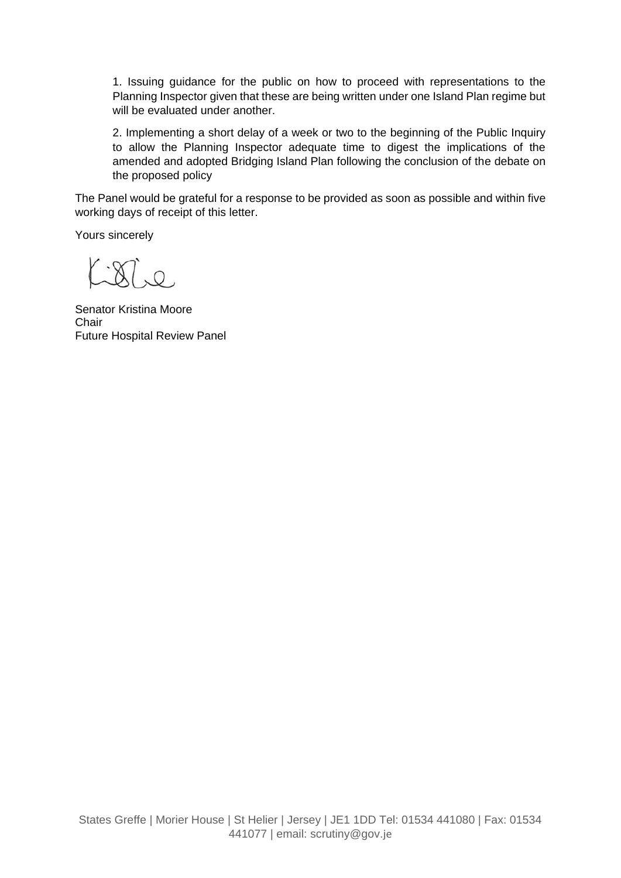1. Issuing guidance for the public on how to proceed with representations to the Planning Inspector given that these are being written under one Island Plan regime but will be evaluated under another.

2. Implementing a short delay of a week or two to the beginning of the Public Inquiry to allow the Planning Inspector adequate time to digest the implications of the amended and adopted Bridging Island Plan following the conclusion of the debate on the proposed policy

The Panel would be grateful for a response to be provided as soon as possible and within five working days of receipt of this letter.

Yours sincerely

Senator Kristina Moore  
Chair  
Future Hospital Review Panel